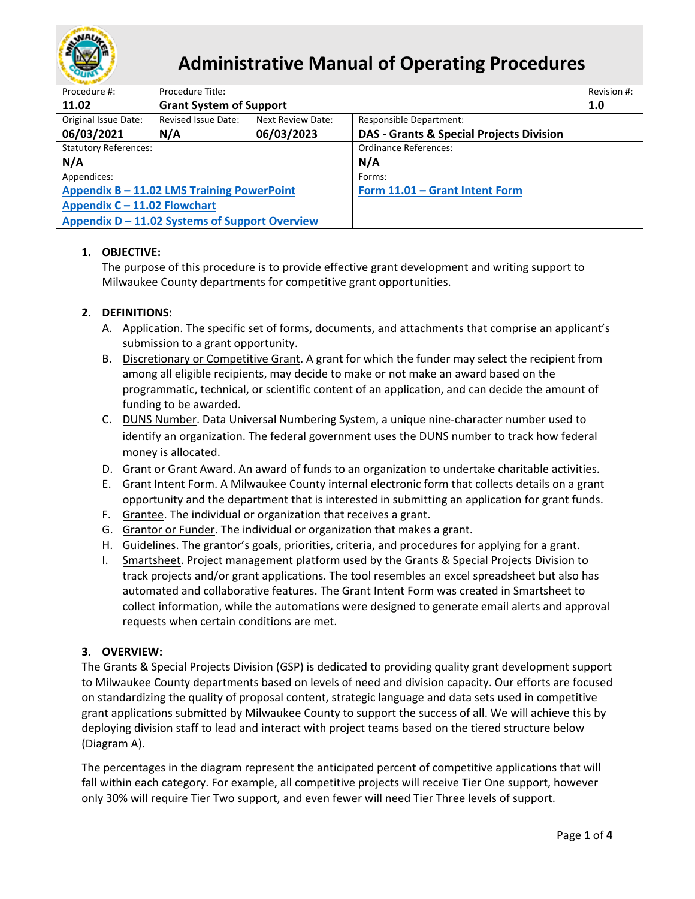# Administrative Manual of Operating Procedures

| Procedure #: | Procedure Title: | | | Revision #: |
|---|---|---|---|---|
| **11.02** | **Grant System of Support** | | | **1.0** |
| Original Issue Date: **06/03/2021** | Revised Issue Date: **N/A** | Next Review Date: **06/03/2023** | Responsible Department: **DAS - Grants & Special Projects Division** | |
| Statutory References: **N/A** | | | Ordinance References: **N/A** | |
| Appendices: **Appendix B – 11.02 LMS Training PowerPoint**, **Appendix C – 11.02 Flowchart**, **Appendix D – 11.02 Systems of Support Overview** | | | Forms: **Form 11.01 – Grant Intent Form** | |

1. **OBJECTIVE:**
   The purpose of this procedure is to provide effective grant development and writing support to Milwaukee County departments for competitive grant opportunities.

2. **DEFINITIONS:**
   A. Application. The specific set of forms, documents, and attachments that comprise an applicant's submission to a grant opportunity.
   B. Discretionary or Competitive Grant. A grant for which the funder may select the recipient from among all eligible recipients, may decide to make or not make an award based on the programmatic, technical, or scientific content of an application, and can decide the amount of funding to be awarded.
   C. DUNS Number. Data Universal Numbering System, a unique nine-character number used to identify an organization. The federal government uses the DUNS number to track how federal money is allocated.
   D. Grant or Grant Award. An award of funds to an organization to undertake charitable activities.
   E. Grant Intent Form. A Milwaukee County internal electronic form that collects details on a grant opportunity and the department that is interested in submitting an application for grant funds.
   F. Grantee. The individual or organization that receives a grant.
   G. Grantor or Funder. The individual or organization that makes a grant.
   H. Guidelines. The grantor's goals, priorities, criteria, and procedures for applying for a grant.
   I. Smartsheet. Project management platform used by the Grants & Special Projects Division to track projects and/or grant applications. The tool resembles an excel spreadsheet but also has automated and collaborative features. The Grant Intent Form was created in Smartsheet to collect information, while the automations were designed to generate email alerts and approval requests when certain conditions are met.

3. **OVERVIEW:**

The Grants & Special Projects Division (GSP) is dedicated to providing quality grant development support to Milwaukee County departments based on levels of need and division capacity. Our efforts are focused on standardizing the quality of proposal content, strategic language and data sets used in competitive grant applications submitted by Milwaukee County to support the success of all. We will achieve this by deploying division staff to lead and interact with project teams based on the tiered structure below (Diagram A).

The percentages in the diagram represent the anticipated percent of competitive applications that will fall within each category. For example, all competitive projects will receive Tier One support, however only 30% will require Tier Two support, and even fewer will need Tier Three levels of support.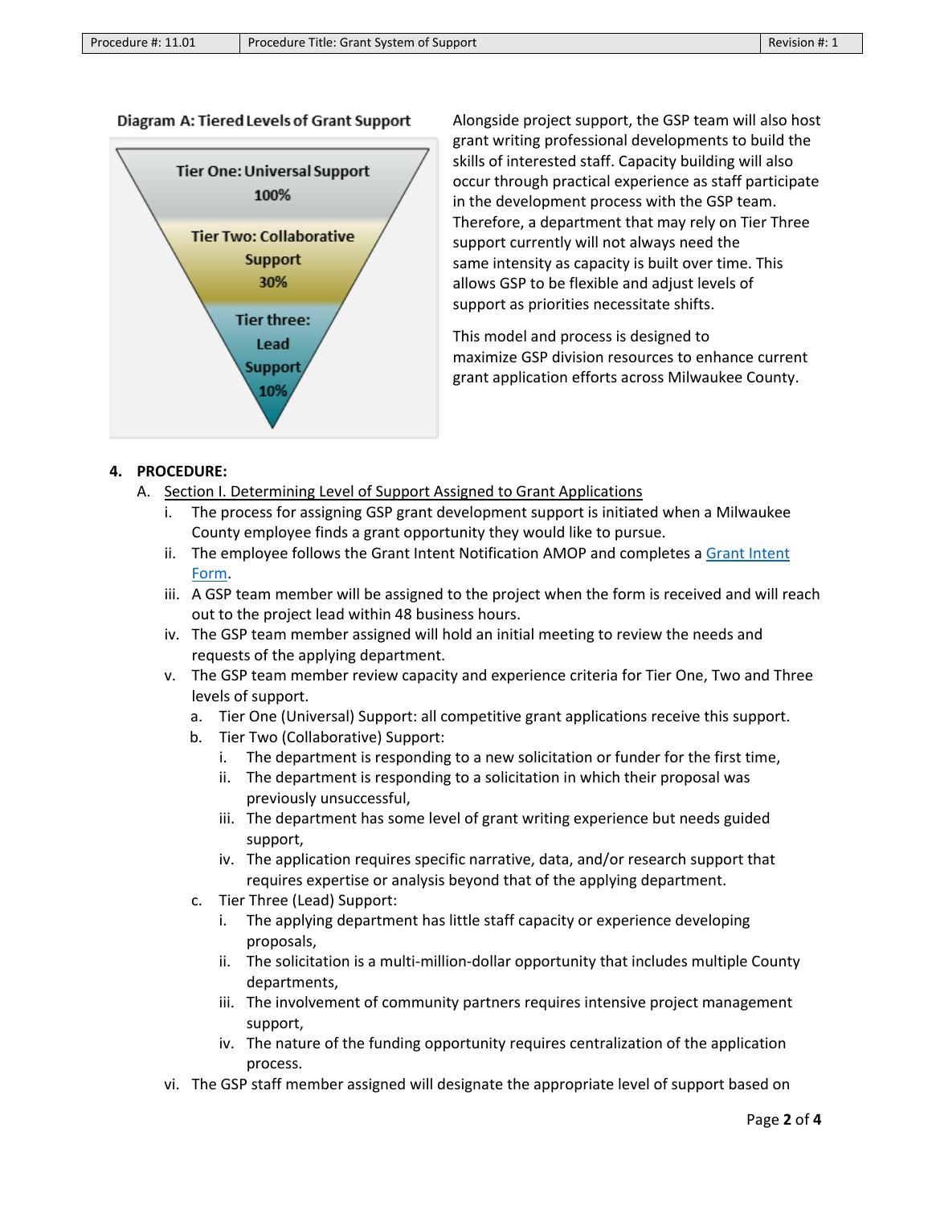**Diagram A: Tiered Levels of Grant Support**

- Tier One: Universal Support 100%
- Tier Two: Collaborative Support 30%
- Tier three: Lead Support 10%

Alongside project support, the GSP team will also host grant writing professional developments to build the skills of interested staff. Capacity building will also occur through practical experience as staff participate in the development process with the GSP team. Therefore, a department that may rely on Tier Three support currently will not always need the same intensity as capacity is built over time. This allows GSP to be flexible and adjust levels of support as priorities necessitate shifts.

This model and process is designed to maximize GSP division resources to enhance current grant application efforts across Milwaukee County.

**4. PROCEDURE:**

A. Section I. Determining Level of Support Assigned to Grant Applications

i. The process for assigning GSP grant development support is initiated when a Milwaukee County employee finds a grant opportunity they would like to pursue.

ii. The employee follows the Grant Intent Notification AMOP and completes a [Grant Intent Form](Grant Intent Form).

iii. A GSP team member will be assigned to the project when the form is received and will reach out to the project lead within 48 business hours.

iv. The GSP team member assigned will hold an initial meeting to review the needs and requests of the applying department.

v. The GSP team member review capacity and experience criteria for Tier One, Two and Three levels of support.

a. Tier One (Universal) Support: all competitive grant applications receive this support.

b. Tier Two (Collaborative) Support:

i. The department is responding to a new solicitation or funder for the first time,

ii. The department is responding to a solicitation in which their proposal was previously unsuccessful,

iii. The department has some level of grant writing experience but needs guided support,

iv. The application requires specific narrative, data, and/or research support that requires expertise or analysis beyond that of the applying department.

c. Tier Three (Lead) Support:

i. The applying department has little staff capacity or experience developing proposals,

ii. The solicitation is a multi-million-dollar opportunity that includes multiple County departments,

iii. The involvement of community partners requires intensive project management support,

iv. The nature of the funding opportunity requires centralization of the application process.

vi. The GSP staff member assigned will designate the appropriate level of support based on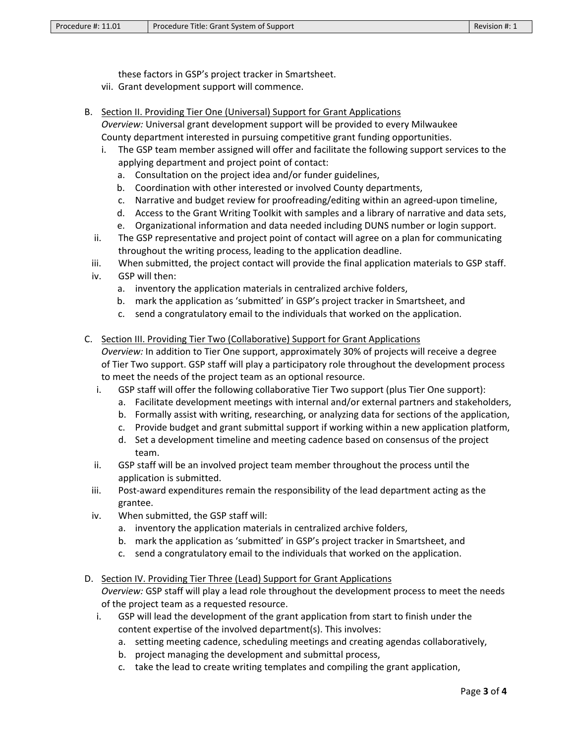these factors in GSP's project tracker in Smartsheet.

vii. Grant development support will commence.

B. Section II. Providing Tier One (Universal) Support for Grant Applications

*Overview:* Universal grant development support will be provided to every Milwaukee County department interested in pursuing competitive grant funding opportunities.

i. The GSP team member assigned will offer and facilitate the following support services to the applying department and project point of contact:
   a. Consultation on the project idea and/or funder guidelines,
   b. Coordination with other interested or involved County departments,
   c. Narrative and budget review for proofreading/editing within an agreed-upon timeline,
   d. Access to the Grant Writing Toolkit with samples and a library of narrative and data sets,
   e. Organizational information and data needed including DUNS number or login support.

ii. The GSP representative and project point of contact will agree on a plan for communicating throughout the writing process, leading to the application deadline.

iii. When submitted, the project contact will provide the final application materials to GSP staff.

iv. GSP will then:
   a. inventory the application materials in centralized archive folders,
   b. mark the application as 'submitted' in GSP's project tracker in Smartsheet, and
   c. send a congratulatory email to the individuals that worked on the application.

C. Section III. Providing Tier Two (Collaborative) Support for Grant Applications

*Overview:* In addition to Tier One support, approximately 30% of projects will receive a degree of Tier Two support. GSP staff will play a participatory role throughout the development process to meet the needs of the project team as an optional resource.

i. GSP staff will offer the following collaborative Tier Two support (plus Tier One support):
   a. Facilitate development meetings with internal and/or external partners and stakeholders,
   b. Formally assist with writing, researching, or analyzing data for sections of the application,
   c. Provide budget and grant submittal support if working within a new application platform,
   d. Set a development timeline and meeting cadence based on consensus of the project team.

ii. GSP staff will be an involved project team member throughout the process until the application is submitted.

iii. Post-award expenditures remain the responsibility of the lead department acting as the grantee.

iv. When submitted, the GSP staff will:
   a. inventory the application materials in centralized archive folders,
   b. mark the application as 'submitted' in GSP's project tracker in Smartsheet, and
   c. send a congratulatory email to the individuals that worked on the application.

D. Section IV. Providing Tier Three (Lead) Support for Grant Applications

*Overview:* GSP staff will play a lead role throughout the development process to meet the needs of the project team as a requested resource.

i. GSP will lead the development of the grant application from start to finish under the content expertise of the involved department(s). This involves:
   a. setting meeting cadence, scheduling meetings and creating agendas collaboratively,
   b. project managing the development and submittal process,
   c. take the lead to create writing templates and compiling the grant application,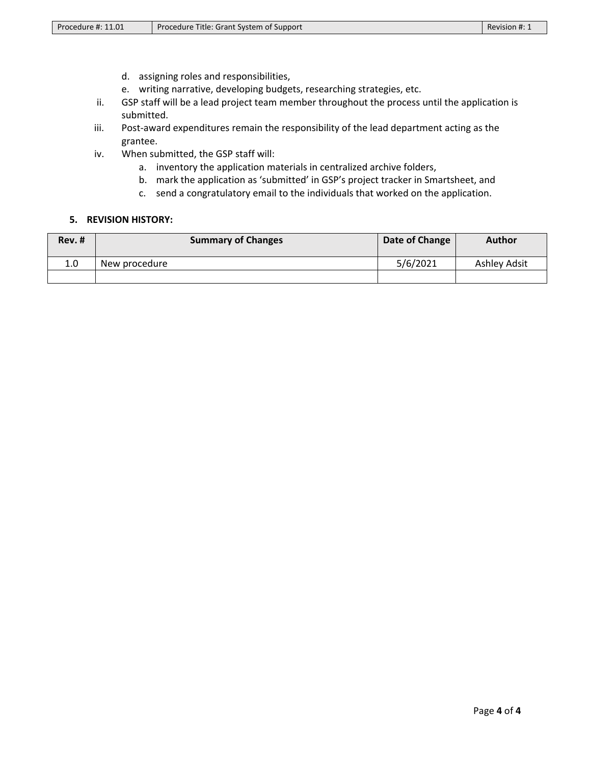d. assigning roles and responsibilities,
e. writing narrative, developing budgets, researching strategies, etc.

ii. GSP staff will be a lead project team member throughout the process until the application is submitted.

iii. Post-award expenditures remain the responsibility of the lead department acting as the grantee.

iv. When submitted, the GSP staff will:
   a. inventory the application materials in centralized archive folders,
   b. mark the application as 'submitted' in GSP's project tracker in Smartsheet, and
   c. send a congratulatory email to the individuals that worked on the application.

### 5. REVISION HISTORY:

| Rev. # | Summary of Changes | Date of Change | Author |
|---|---|---|---|
| 1.0 | New procedure | 5/6/2021 | Ashley Adsit |
| | | | |